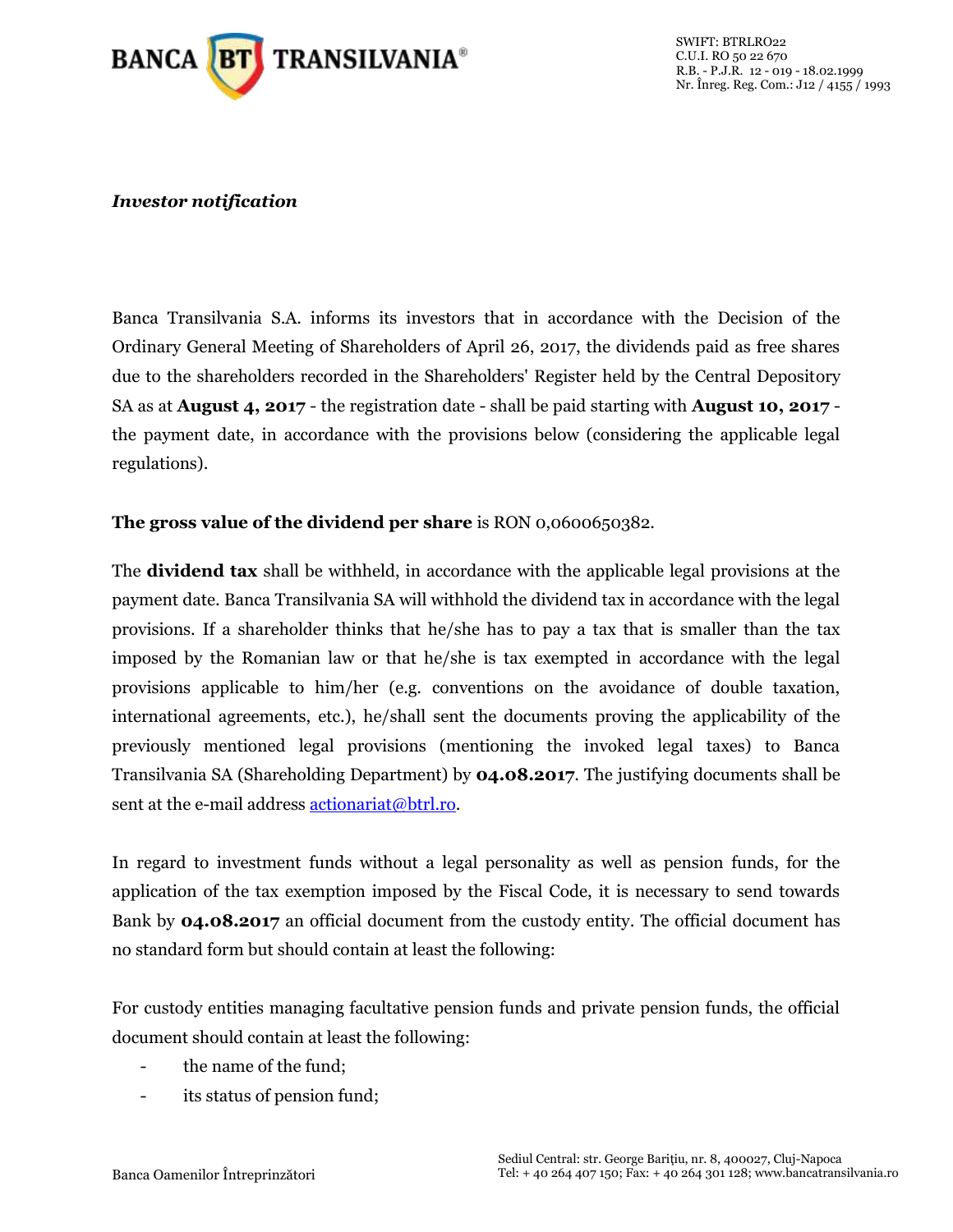*Investor notification*

Banca Transilvania S.A. informs its investors that in accordance with the Decision of the Ordinary General Meeting of Shareholders of April 26, 2017, the dividends paid as free shares due to the shareholders recorded in the Shareholders' Register held by the Central Depository SA as at **August 4, 2017** - the registration date - shall be paid starting with **August 10, 2017** - the payment date, in accordance with the provisions below (considering the applicable legal regulations).

**The gross value of the dividend per share** is RON 0,0600650382.

The **dividend tax** shall be withheld, in accordance with the applicable legal provisions at the payment date. Banca Transilvania SA will withhold the dividend tax in accordance with the legal provisions. If a shareholder thinks that he/she has to pay a tax that is smaller than the tax imposed by the Romanian law or that he/she is tax exempted in accordance with the legal provisions applicable to him/her (e.g. conventions on the avoidance of double taxation, international agreements, etc.), he/shall sent the documents proving the applicability of the previously mentioned legal provisions (mentioning the invoked legal taxes) to Banca Transilvania SA (Shareholding Department) by **04.08.2017**. The justifying documents shall be sent at the e-mail address actionariat@btrl.ro.

In regard to investment funds without a legal personality as well as pension funds, for the application of the tax exemption imposed by the Fiscal Code, it is necessary to send towards Bank by **04.08.2017** an official document from the custody entity. The official document has no standard form but should contain at least the following:

For custody entities managing facultative pension funds and private pension funds, the official document should contain at least the following:

- the name of the fund;
- its status of pension fund;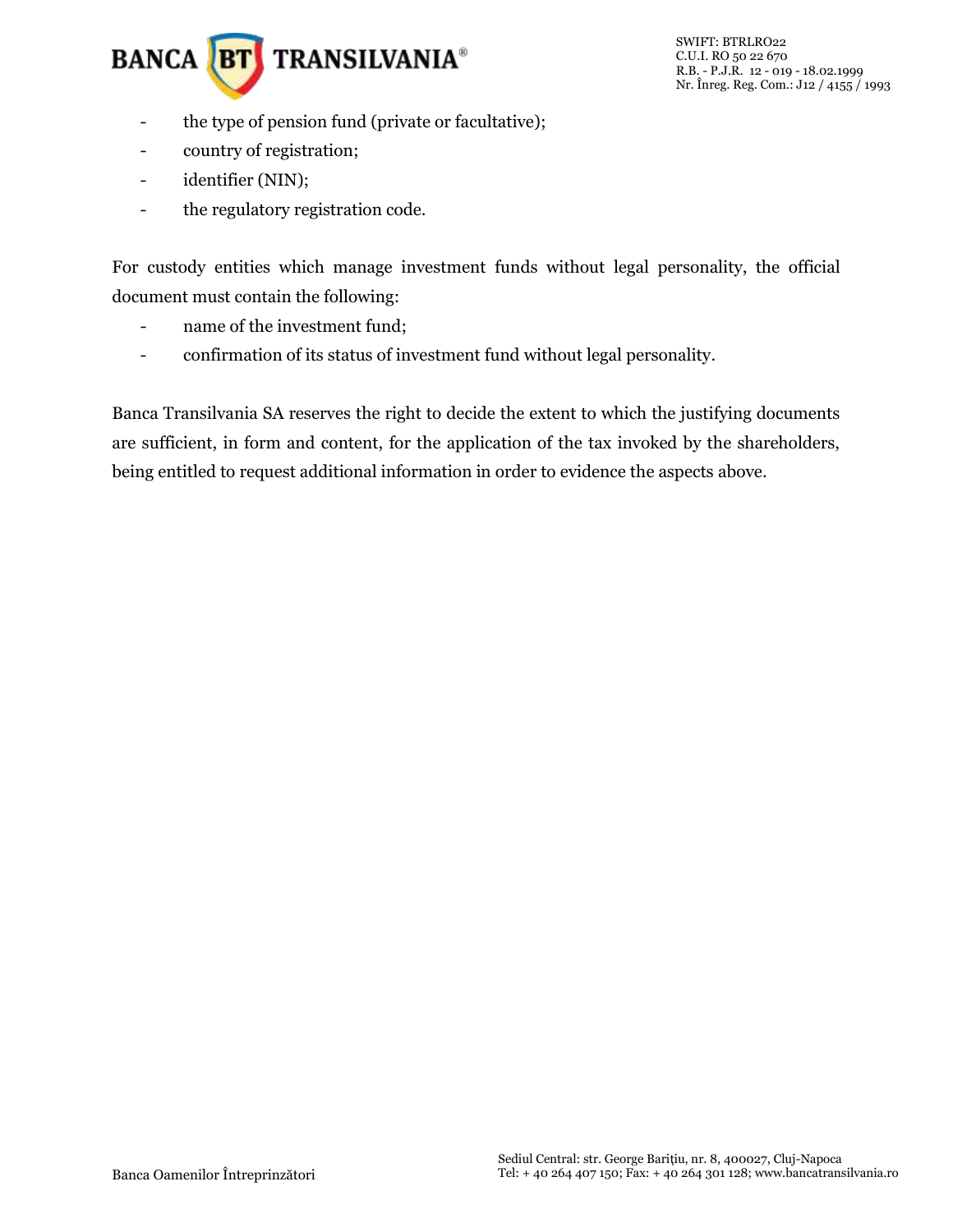- the type of pension fund (private or facultative);
- country of registration;
- identifier (NIN);
- the regulatory registration code.

For custody entities which manage investment funds without legal personality, the official document must contain the following:

- name of the investment fund;
- confirmation of its status of investment fund without legal personality.

Banca Transilvania SA reserves the right to decide the extent to which the justifying documents are sufficient, in form and content, for the application of the tax invoked by the shareholders, being entitled to request additional information in order to evidence the aspects above.